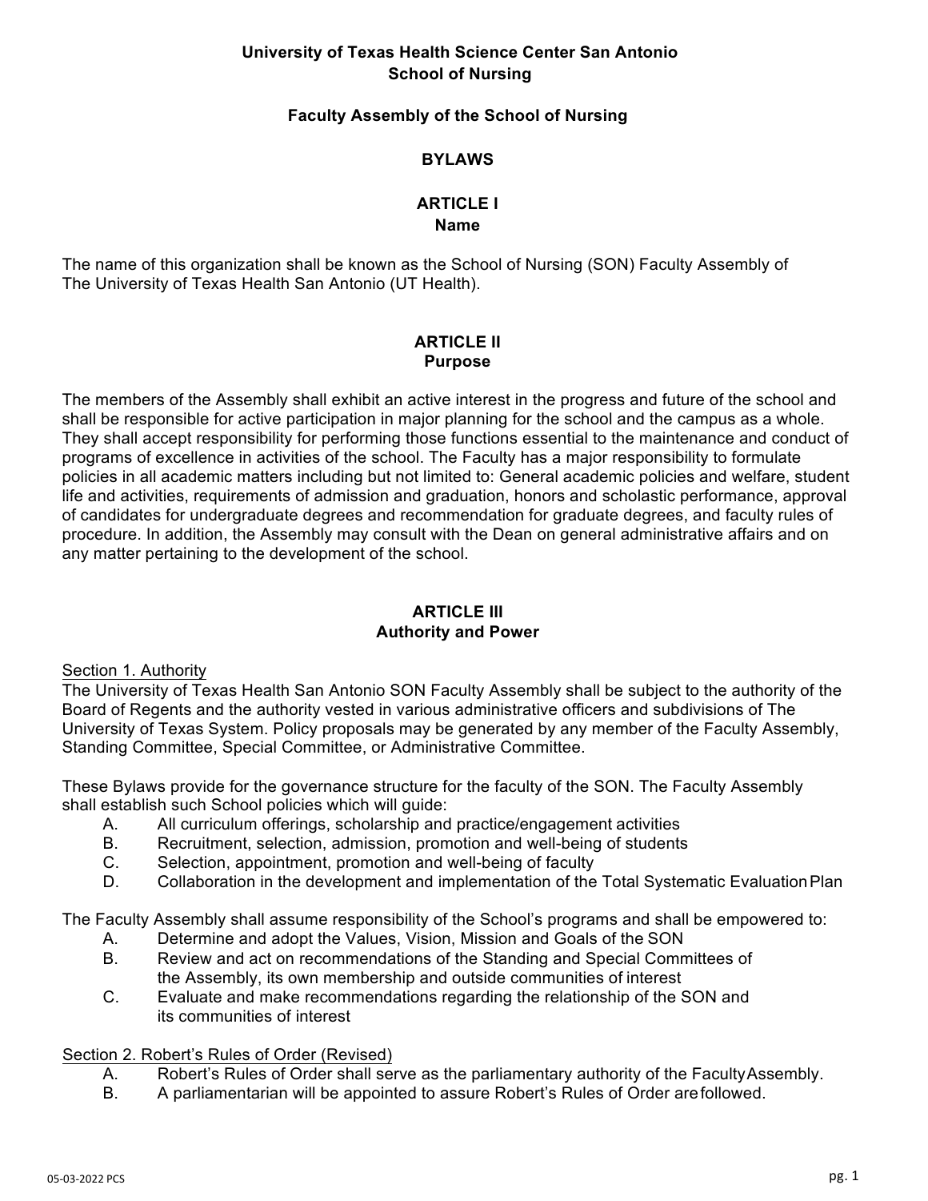**University of Texas Health Science Center San Antonio**
**School of Nursing**

**Faculty Assembly of the School of Nursing**

# BYLAWS

## ARTICLE I
## Name

The name of this organization shall be known as the School of Nursing (SON) Faculty Assembly of The University of Texas Health San Antonio (UT Health).

## ARTICLE II
## Purpose

The members of the Assembly shall exhibit an active interest in the progress and future of the school and shall be responsible for active participation in major planning for the school and the campus as a whole. They shall accept responsibility for performing those functions essential to the maintenance and conduct of programs of excellence in activities of the school. The Faculty has a major responsibility to formulate policies in all academic matters including but not limited to: General academic policies and welfare, student life and activities, requirements of admission and graduation, honors and scholastic performance, approval of candidates for undergraduate degrees and recommendation for graduate degrees, and faculty rules of procedure. In addition, the Assembly may consult with the Dean on general administrative affairs and on any matter pertaining to the development of the school.

## ARTICLE III
## Authority and Power

Section 1. Authority

The University of Texas Health San Antonio SON Faculty Assembly shall be subject to the authority of the Board of Regents and the authority vested in various administrative officers and subdivisions of The University of Texas System. Policy proposals may be generated by any member of the Faculty Assembly, Standing Committee, Special Committee, or Administrative Committee.

These Bylaws provide for the governance structure for the faculty of the SON. The Faculty Assembly shall establish such School policies which will guide:

A. All curriculum offerings, scholarship and practice/engagement activities
B. Recruitment, selection, admission, promotion and well-being of students
C. Selection, appointment, promotion and well-being of faculty
D. Collaboration in the development and implementation of the Total Systematic Evaluation Plan

The Faculty Assembly shall assume responsibility of the School's programs and shall be empowered to:

A. Determine and adopt the Values, Vision, Mission and Goals of the SON
B. Review and act on recommendations of the Standing and Special Committees of the Assembly, its own membership and outside communities of interest
C. Evaluate and make recommendations regarding the relationship of the SON and its communities of interest

Section 2. Robert's Rules of Order (Revised)

A. Robert's Rules of Order shall serve as the parliamentary authority of the Faculty Assembly.
B. A parliamentarian will be appointed to assure Robert's Rules of Order are followed.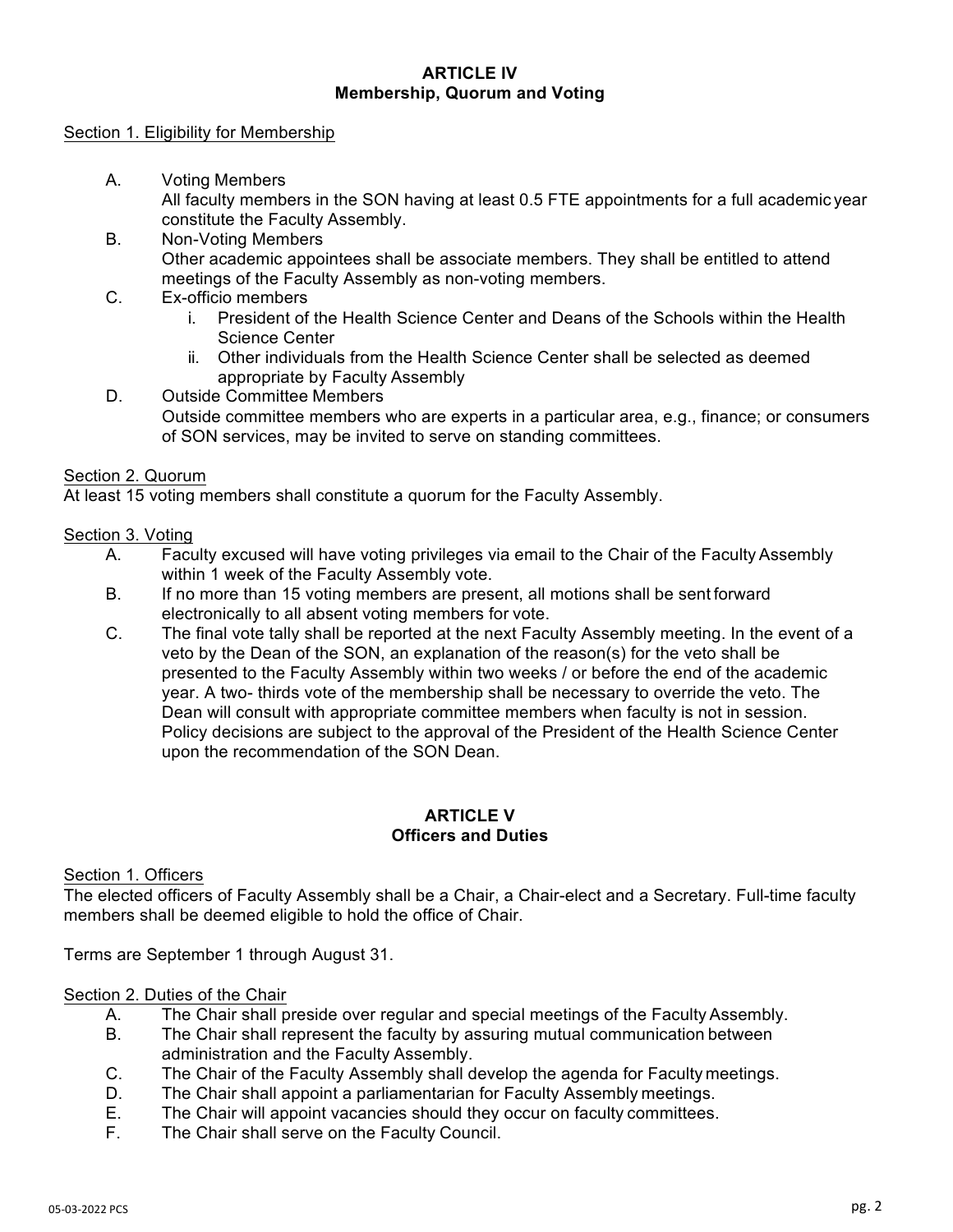## ARTICLE IV
## Membership, Quorum and Voting

Section 1. Eligibility for Membership

A. Voting Members
All faculty members in the SON having at least 0.5 FTE appointments for a full academic year constitute the Faculty Assembly.

B. Non-Voting Members
Other academic appointees shall be associate members. They shall be entitled to attend meetings of the Faculty Assembly as non-voting members.

C. Ex-officio members
   i. President of the Health Science Center and Deans of the Schools within the Health Science Center
   ii. Other individuals from the Health Science Center shall be selected as deemed appropriate by Faculty Assembly

D. Outside Committee Members
Outside committee members who are experts in a particular area, e.g., finance; or consumers of SON services, may be invited to serve on standing committees.

Section 2. Quorum

At least 15 voting members shall constitute a quorum for the Faculty Assembly.

Section 3. Voting

A. Faculty excused will have voting privileges via email to the Chair of the Faculty Assembly within 1 week of the Faculty Assembly vote.

B. If no more than 15 voting members are present, all motions shall be sent forward electronically to all absent voting members for vote.

C. The final vote tally shall be reported at the next Faculty Assembly meeting. In the event of a veto by the Dean of the SON, an explanation of the reason(s) for the veto shall be presented to the Faculty Assembly within two weeks / or before the end of the academic year. A two- thirds vote of the membership shall be necessary to override the veto. The Dean will consult with appropriate committee members when faculty is not in session. Policy decisions are subject to the approval of the President of the Health Science Center upon the recommendation of the SON Dean.

## ARTICLE V
## Officers and Duties

Section 1. Officers

The elected officers of Faculty Assembly shall be a Chair, a Chair-elect and a Secretary. Full-time faculty members shall be deemed eligible to hold the office of Chair.

Terms are September 1 through August 31.

Section 2. Duties of the Chair

A. The Chair shall preside over regular and special meetings of the Faculty Assembly.

B. The Chair shall represent the faculty by assuring mutual communication between administration and the Faculty Assembly.

C. The Chair of the Faculty Assembly shall develop the agenda for Faculty meetings.

D. The Chair shall appoint a parliamentarian for Faculty Assembly meetings.

E. The Chair will appoint vacancies should they occur on faculty committees.

F. The Chair shall serve on the Faculty Council.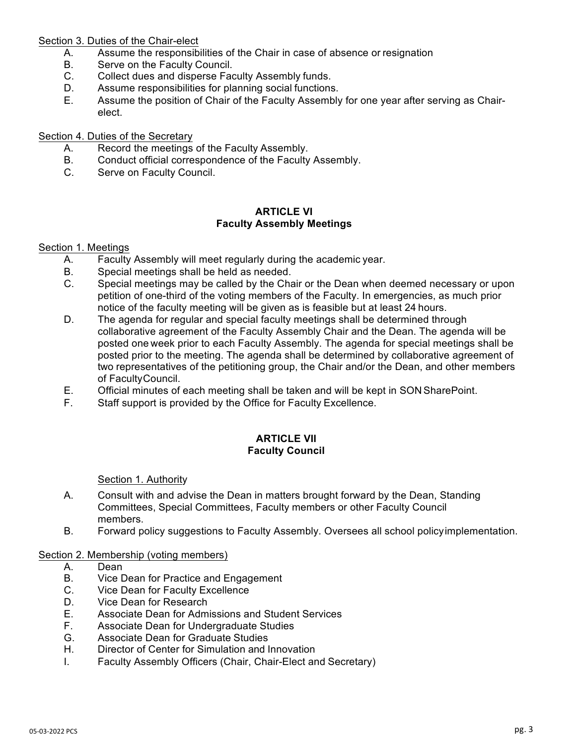Section 3. Duties of the Chair-elect

A. Assume the responsibilities of the Chair in case of absence or resignation
B. Serve on the Faculty Council.
C. Collect dues and disperse Faculty Assembly funds.
D. Assume responsibilities for planning social functions.
E. Assume the position of Chair of the Faculty Assembly for one year after serving as Chair-elect.

Section 4. Duties of the Secretary

A. Record the meetings of the Faculty Assembly.
B. Conduct official correspondence of the Faculty Assembly.
C. Serve on Faculty Council.

## ARTICLE VI
## Faculty Assembly Meetings

Section 1. Meetings

A. Faculty Assembly will meet regularly during the academic year.
B. Special meetings shall be held as needed.
C. Special meetings may be called by the Chair or the Dean when deemed necessary or upon petition of one-third of the voting members of the Faculty. In emergencies, as much prior notice of the faculty meeting will be given as is feasible but at least 24 hours.
D. The agenda for regular and special faculty meetings shall be determined through collaborative agreement of the Faculty Assembly Chair and the Dean. The agenda will be posted one week prior to each Faculty Assembly. The agenda for special meetings shall be posted prior to the meeting. The agenda shall be determined by collaborative agreement of two representatives of the petitioning group, the Chair and/or the Dean, and other members of Faculty Council.
E. Official minutes of each meeting shall be taken and will be kept in SON SharePoint.
F. Staff support is provided by the Office for Faculty Excellence.

## ARTICLE VII
## Faculty Council

Section 1. Authority

A. Consult with and advise the Dean in matters brought forward by the Dean, Standing Committees, Special Committees, Faculty members or other Faculty Council members.
B. Forward policy suggestions to Faculty Assembly. Oversees all school policy implementation.

Section 2. Membership (voting members)

A. Dean
B. Vice Dean for Practice and Engagement
C. Vice Dean for Faculty Excellence
D. Vice Dean for Research
E. Associate Dean for Admissions and Student Services
F. Associate Dean for Undergraduate Studies
G. Associate Dean for Graduate Studies
H. Director of Center for Simulation and Innovation
I. Faculty Assembly Officers (Chair, Chair-Elect and Secretary)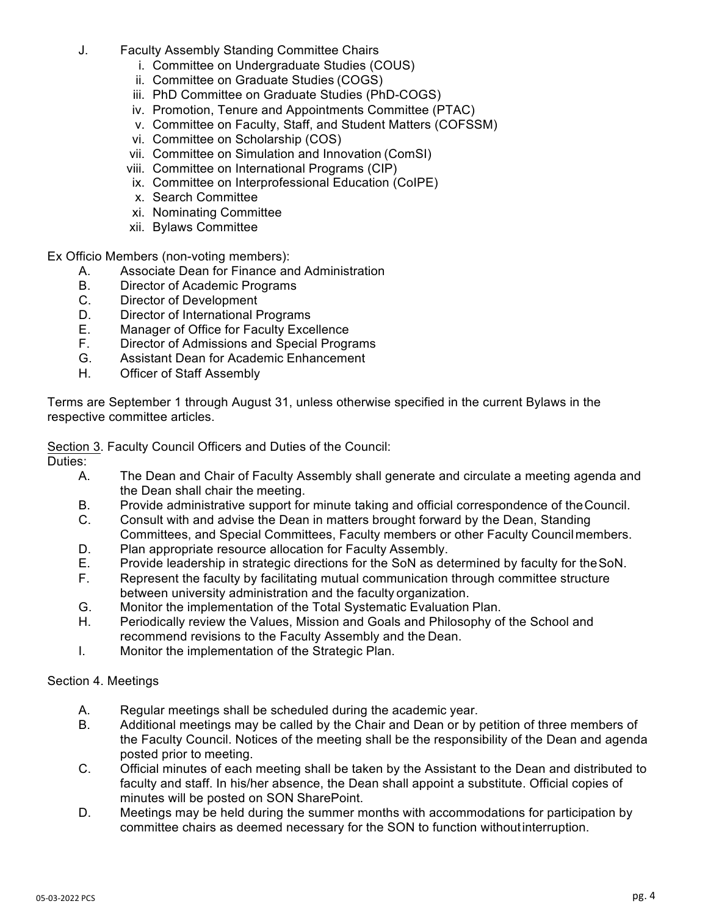J. Faculty Assembly Standing Committee Chairs
   i. Committee on Undergraduate Studies (COUS)
   ii. Committee on Graduate Studies (COGS)
   iii. PhD Committee on Graduate Studies (PhD-COGS)
   iv. Promotion, Tenure and Appointments Committee (PTAC)
   v. Committee on Faculty, Staff, and Student Matters (COFSSM)
   vi. Committee on Scholarship (COS)
   vii. Committee on Simulation and Innovation (ComSI)
   viii. Committee on International Programs (CIP)
   ix. Committee on Interprofessional Education (CoIPE)
   x. Search Committee
   xi. Nominating Committee
   xii. Bylaws Committee

Ex Officio Members (non-voting members):

A. Associate Dean for Finance and Administration
B. Director of Academic Programs
C. Director of Development
D. Director of International Programs
E. Manager of Office for Faculty Excellence
F. Director of Admissions and Special Programs
G. Assistant Dean for Academic Enhancement
H. Officer of Staff Assembly

Terms are September 1 through August 31, unless otherwise specified in the current Bylaws in the respective committee articles.

Section 3. Faculty Council Officers and Duties of the Council:

Duties:

A. The Dean and Chair of Faculty Assembly shall generate and circulate a meeting agenda and the Dean shall chair the meeting.
B. Provide administrative support for minute taking and official correspondence of the Council.
C. Consult with and advise the Dean in matters brought forward by the Dean, Standing Committees, and Special Committees, Faculty members or other Faculty Council members.
D. Plan appropriate resource allocation for Faculty Assembly.
E. Provide leadership in strategic directions for the SoN as determined by faculty for the SoN.
F. Represent the faculty by facilitating mutual communication through committee structure between university administration and the faculty organization.
G. Monitor the implementation of the Total Systematic Evaluation Plan.
H. Periodically review the Values, Mission and Goals and Philosophy of the School and recommend revisions to the Faculty Assembly and the Dean.
I. Monitor the implementation of the Strategic Plan.

Section 4. Meetings

A. Regular meetings shall be scheduled during the academic year.
B. Additional meetings may be called by the Chair and Dean or by petition of three members of the Faculty Council. Notices of the meeting shall be the responsibility of the Dean and agenda posted prior to meeting.
C. Official minutes of each meeting shall be taken by the Assistant to the Dean and distributed to faculty and staff. In his/her absence, the Dean shall appoint a substitute. Official copies of minutes will be posted on SON SharePoint.
D. Meetings may be held during the summer months with accommodations for participation by committee chairs as deemed necessary for the SON to function without interruption.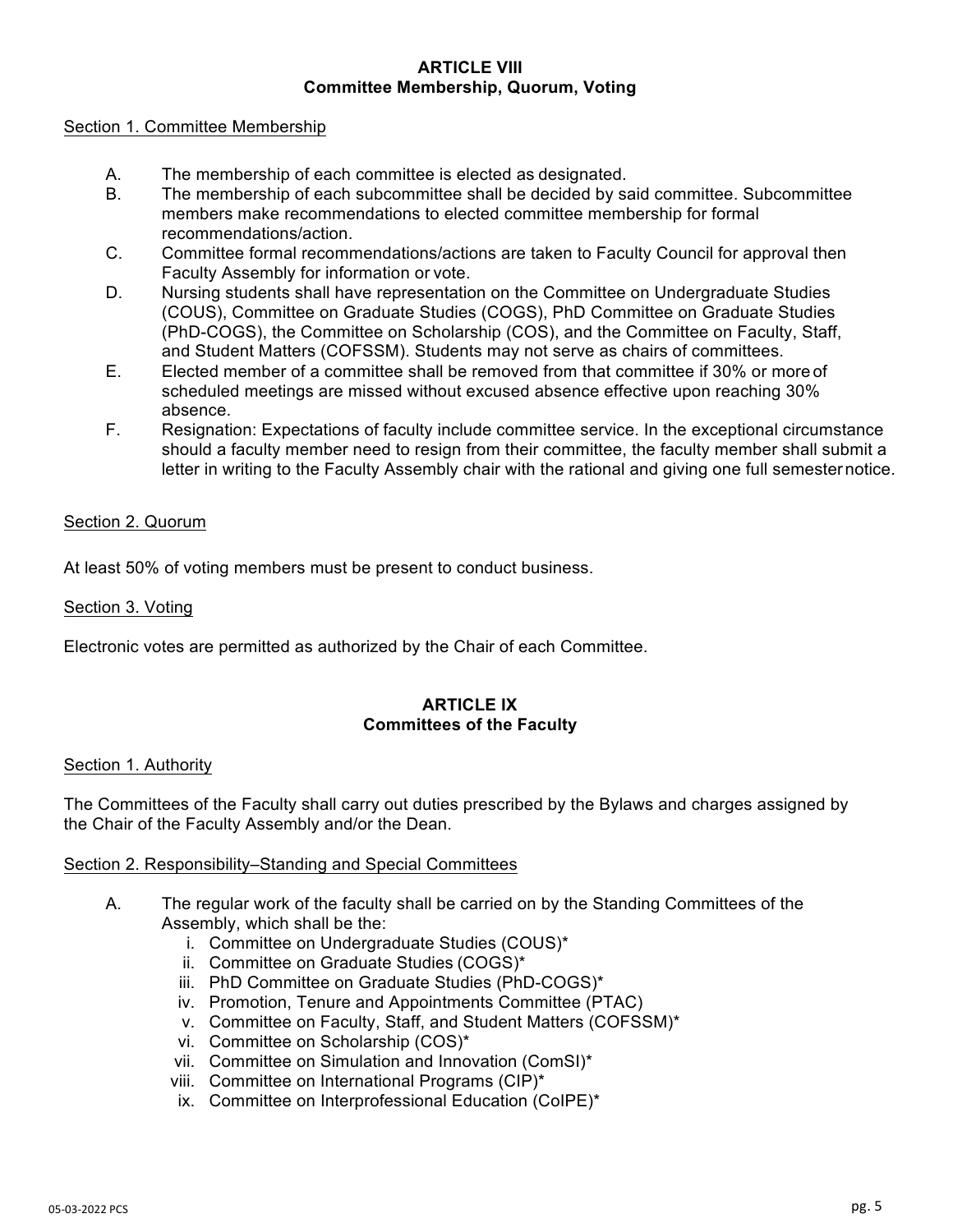## ARTICLE VIII
## Committee Membership, Quorum, Voting

Section 1. Committee Membership

A. The membership of each committee is elected as designated.
B. The membership of each subcommittee shall be decided by said committee. Subcommittee members make recommendations to elected committee membership for formal recommendations/action.
C. Committee formal recommendations/actions are taken to Faculty Council for approval then Faculty Assembly for information or vote.
D. Nursing students shall have representation on the Committee on Undergraduate Studies (COUS), Committee on Graduate Studies (COGS), PhD Committee on Graduate Studies (PhD-COGS), the Committee on Scholarship (COS), and the Committee on Faculty, Staff, and Student Matters (COFSSM). Students may not serve as chairs of committees.
E. Elected member of a committee shall be removed from that committee if 30% or more of scheduled meetings are missed without excused absence effective upon reaching 30% absence.
F. Resignation: Expectations of faculty include committee service. In the exceptional circumstance should a faculty member need to resign from their committee, the faculty member shall submit a letter in writing to the Faculty Assembly chair with the rational and giving one full semester notice.

Section 2. Quorum

At least 50% of voting members must be present to conduct business.

Section 3. Voting

Electronic votes are permitted as authorized by the Chair of each Committee.

## ARTICLE IX
## Committees of the Faculty

Section 1. Authority

The Committees of the Faculty shall carry out duties prescribed by the Bylaws and charges assigned by the Chair of the Faculty Assembly and/or the Dean.

Section 2. Responsibility–Standing and Special Committees

A. The regular work of the faculty shall be carried on by the Standing Committees of the Assembly, which shall be the:
   i. Committee on Undergraduate Studies (COUS)*
   ii. Committee on Graduate Studies (COGS)*
   iii. PhD Committee on Graduate Studies (PhD-COGS)*
   iv. Promotion, Tenure and Appointments Committee (PTAC)
   v. Committee on Faculty, Staff, and Student Matters (COFSSM)*
   vi. Committee on Scholarship (COS)*
   vii. Committee on Simulation and Innovation (ComSI)*
   viii. Committee on International Programs (CIP)*
   ix. Committee on Interprofessional Education (CoIPE)*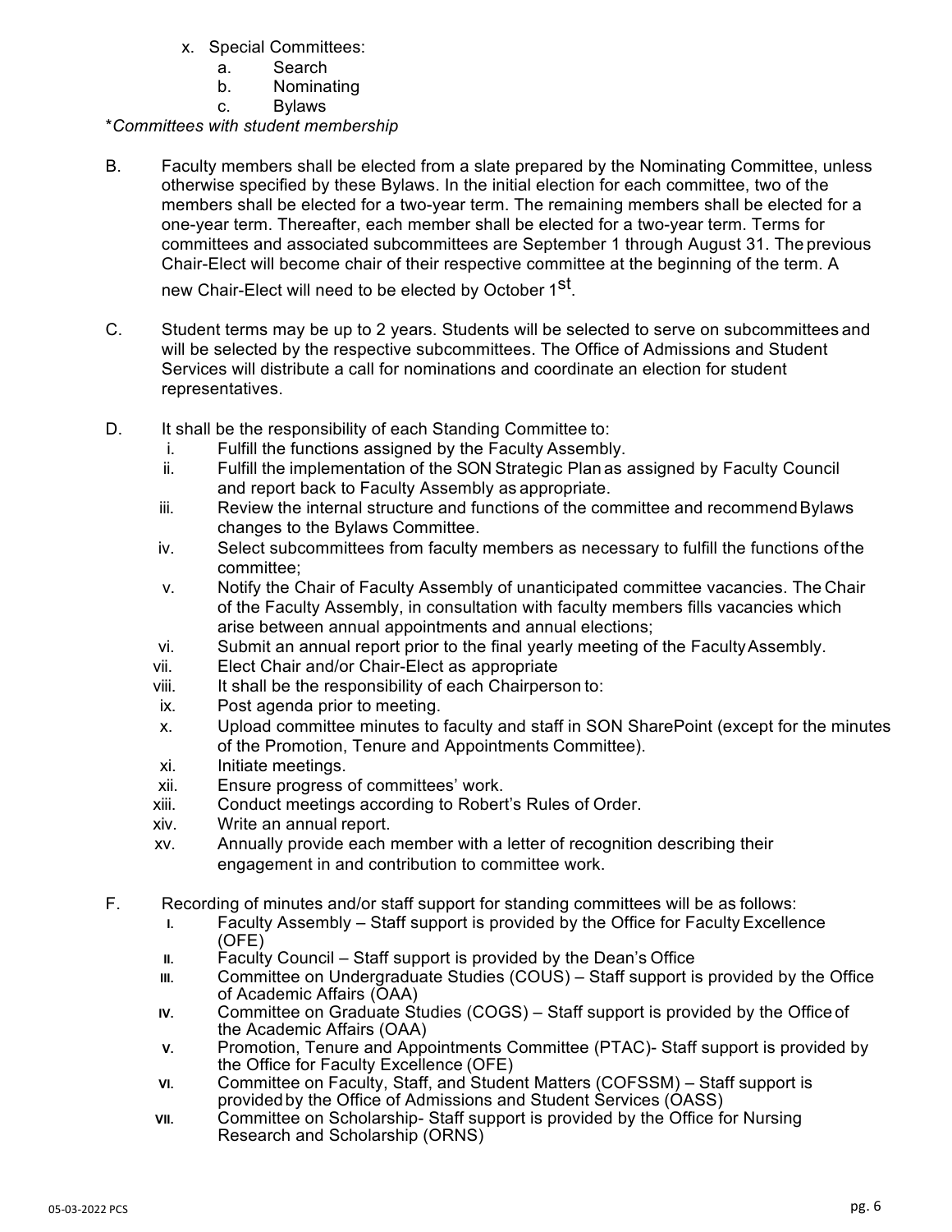x. Special Committees:
   a. Search
   b. Nominating
   c. Bylaws

*Committees with student membership*

B. Faculty members shall be elected from a slate prepared by the Nominating Committee, unless otherwise specified by these Bylaws. In the initial election for each committee, two of the members shall be elected for a two-year term. The remaining members shall be elected for a one-year term. Thereafter, each member shall be elected for a two-year term. Terms for committees and associated subcommittees are September 1 through August 31. The previous Chair-Elect will become chair of their respective committee at the beginning of the term. A new Chair-Elect will need to be elected by October 1st.

C. Student terms may be up to 2 years. Students will be selected to serve on subcommittees and will be selected by the respective subcommittees. The Office of Admissions and Student Services will distribute a call for nominations and coordinate an election for student representatives.

D. It shall be the responsibility of each Standing Committee to:
   i. Fulfill the functions assigned by the Faculty Assembly.
   ii. Fulfill the implementation of the SON Strategic Plan as assigned by Faculty Council and report back to Faculty Assembly as appropriate.
   iii. Review the internal structure and functions of the committee and recommend Bylaws changes to the Bylaws Committee.
   iv. Select subcommittees from faculty members as necessary to fulfill the functions of the committee;
   v. Notify the Chair of Faculty Assembly of unanticipated committee vacancies. The Chair of the Faculty Assembly, in consultation with faculty members fills vacancies which arise between annual appointments and annual elections;
   vi. Submit an annual report prior to the final yearly meeting of the Faculty Assembly.
   vii. Elect Chair and/or Chair-Elect as appropriate
   viii. It shall be the responsibility of each Chairperson to:
   ix. Post agenda prior to meeting.
   x. Upload committee minutes to faculty and staff in SON SharePoint (except for the minutes of the Promotion, Tenure and Appointments Committee).
   xi. Initiate meetings.
   xii. Ensure progress of committees' work.
   xiii. Conduct meetings according to Robert's Rules of Order.
   xiv. Write an annual report.
   xv. Annually provide each member with a letter of recognition describing their engagement in and contribution to committee work.

F. Recording of minutes and/or staff support for standing committees will be as follows:
   I. Faculty Assembly – Staff support is provided by the Office for Faculty Excellence (OFE)
   II. Faculty Council – Staff support is provided by the Dean's Office
   III. Committee on Undergraduate Studies (COUS) – Staff support is provided by the Office of Academic Affairs (OAA)
   IV. Committee on Graduate Studies (COGS) – Staff support is provided by the Office of the Academic Affairs (OAA)
   V. Promotion, Tenure and Appointments Committee (PTAC)- Staff support is provided by the Office for Faculty Excellence (OFE)
   VI. Committee on Faculty, Staff, and Student Matters (COFSSM) – Staff support is provided by the Office of Admissions and Student Services (OASS)
   VII. Committee on Scholarship- Staff support is provided by the Office for Nursing Research and Scholarship (ORNS)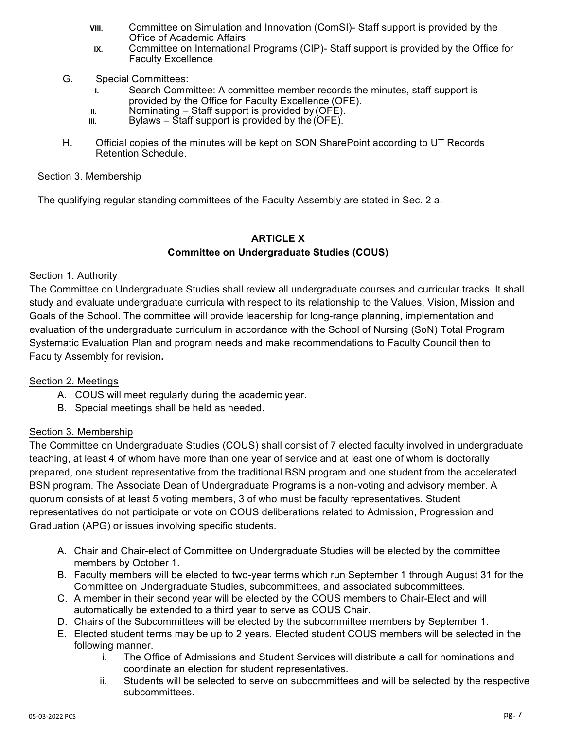VIII. Committee on Simulation and Innovation (ComSI)- Staff support is provided by the Office of Academic Affairs

IX. Committee on International Programs (CIP)- Staff support is provided by the Office for Faculty Excellence

G. Special Committees:

I. Search Committee: A committee member records the minutes, staff support is provided by the Office for Faculty Excellence (OFE).

II. Nominating – Staff support is provided by (OFE).

III. Bylaws – Staff support is provided by the (OFE).

H. Official copies of the minutes will be kept on SON SharePoint according to UT Records Retention Schedule.

Section 3. Membership

The qualifying regular standing committees of the Faculty Assembly are stated in Sec. 2 a.

## ARTICLE X
## Committee on Undergraduate Studies (COUS)

Section 1. Authority

The Committee on Undergraduate Studies shall review all undergraduate courses and curricular tracks. It shall study and evaluate undergraduate curricula with respect to its relationship to the Values, Vision, Mission and Goals of the School. The committee will provide leadership for long-range planning, implementation and evaluation of the undergraduate curriculum in accordance with the School of Nursing (SoN) Total Program Systematic Evaluation Plan and program needs and make recommendations to Faculty Council then to Faculty Assembly for revision**.**

Section 2. Meetings

A. COUS will meet regularly during the academic year.
B. Special meetings shall be held as needed.

Section 3. Membership

The Committee on Undergraduate Studies (COUS) shall consist of 7 elected faculty involved in undergraduate teaching, at least 4 of whom have more than one year of service and at least one of whom is doctorally prepared, one student representative from the traditional BSN program and one student from the accelerated BSN program. The Associate Dean of Undergraduate Programs is a non-voting and advisory member. A quorum consists of at least 5 voting members, 3 of who must be faculty representatives. Student representatives do not participate or vote on COUS deliberations related to Admission, Progression and Graduation (APG) or issues involving specific students.

A. Chair and Chair-elect of Committee on Undergraduate Studies will be elected by the committee members by October 1.
B. Faculty members will be elected to two-year terms which run September 1 through August 31 for the Committee on Undergraduate Studies, subcommittees, and associated subcommittees.
C. A member in their second year will be elected by the COUS members to Chair-Elect and will automatically be extended to a third year to serve as COUS Chair.
D. Chairs of the Subcommittees will be elected by the subcommittee members by September 1.
E. Elected student terms may be up to 2 years. Elected student COUS members will be selected in the following manner.
    i. The Office of Admissions and Student Services will distribute a call for nominations and coordinate an election for student representatives.
    ii. Students will be selected to serve on subcommittees and will be selected by the respective subcommittees.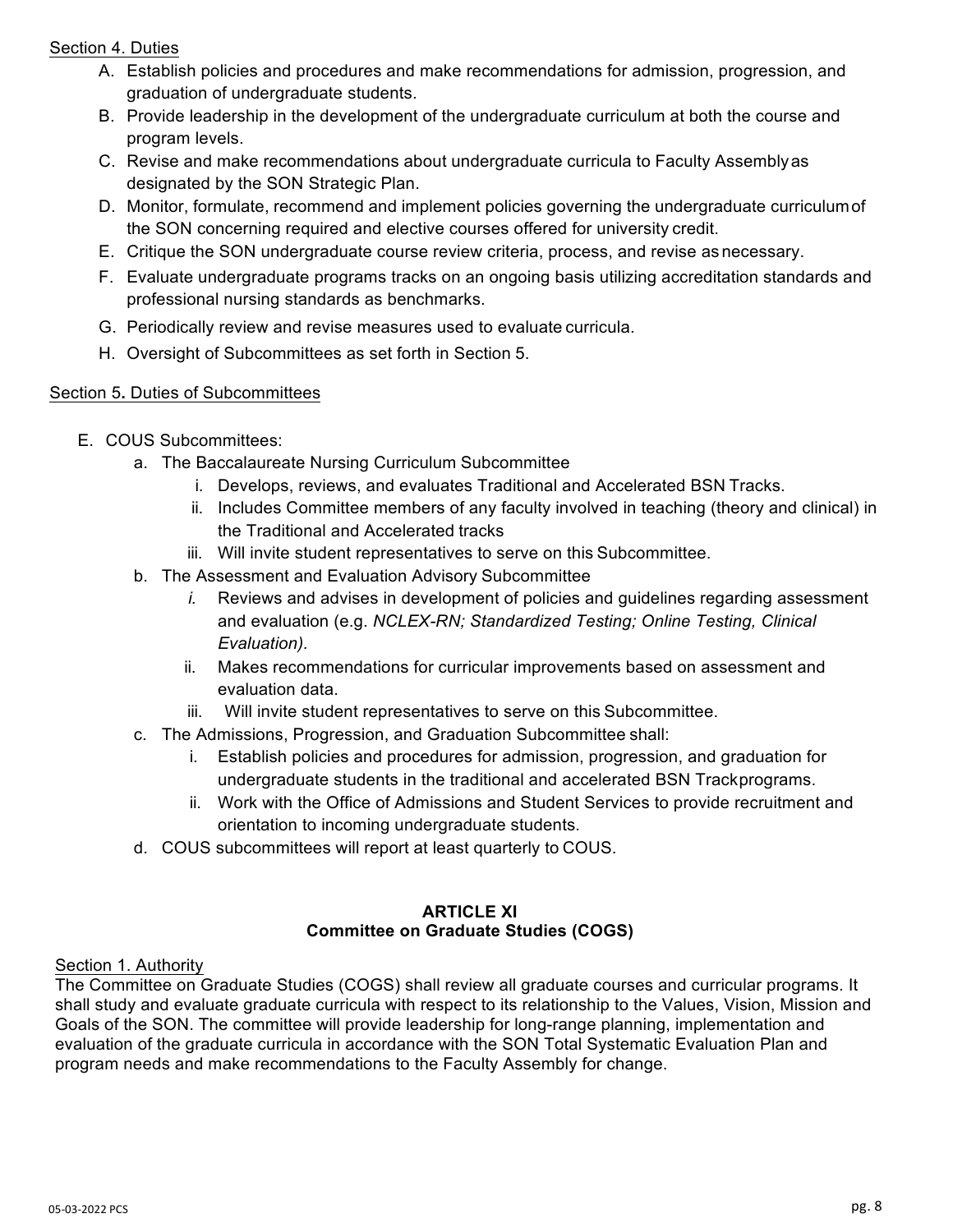Section 4. Duties

A. Establish policies and procedures and make recommendations for admission, progression, and graduation of undergraduate students.
B. Provide leadership in the development of the undergraduate curriculum at both the course and program levels.
C. Revise and make recommendations about undergraduate curricula to Faculty Assembly as designated by the SON Strategic Plan.
D. Monitor, formulate, recommend and implement policies governing the undergraduate curriculum of the SON concerning required and elective courses offered for university credit.
E. Critique the SON undergraduate course review criteria, process, and revise as necessary.
F. Evaluate undergraduate programs tracks on an ongoing basis utilizing accreditation standards and professional nursing standards as benchmarks.
G. Periodically review and revise measures used to evaluate curricula.
H. Oversight of Subcommittees as set forth in Section 5.

Section 5**.** Duties of Subcommittees

E. COUS Subcommittees:
   a. The Baccalaureate Nursing Curriculum Subcommittee
      i. Develops, reviews, and evaluates Traditional and Accelerated BSN Tracks.
      ii. Includes Committee members of any faculty involved in teaching (theory and clinical) in the Traditional and Accelerated tracks
      iii. Will invite student representatives to serve on this Subcommittee.
   b. The Assessment and Evaluation Advisory Subcommittee
      *i.* Reviews and advises in development of policies and guidelines regarding assessment and evaluation (e.g. *NCLEX-RN; Standardized Testing; Online Testing, Clinical Evaluation).*
      ii. Makes recommendations for curricular improvements based on assessment and evaluation data.
      iii. Will invite student representatives to serve on this Subcommittee.
   c. The Admissions, Progression, and Graduation Subcommittee shall:
      i. Establish policies and procedures for admission, progression, and graduation for undergraduate students in the traditional and accelerated BSN Trackprograms.
      ii. Work with the Office of Admissions and Student Services to provide recruitment and orientation to incoming undergraduate students.
   d. COUS subcommittees will report at least quarterly to COUS.

**ARTICLE XI**
**Committee on Graduate Studies (COGS)**

Section 1. Authority

The Committee on Graduate Studies (COGS) shall review all graduate courses and curricular programs. It shall study and evaluate graduate curricula with respect to its relationship to the Values, Vision, Mission and Goals of the SON. The committee will provide leadership for long-range planning, implementation and evaluation of the graduate curricula in accordance with the SON Total Systematic Evaluation Plan and program needs and make recommendations to the Faculty Assembly for change.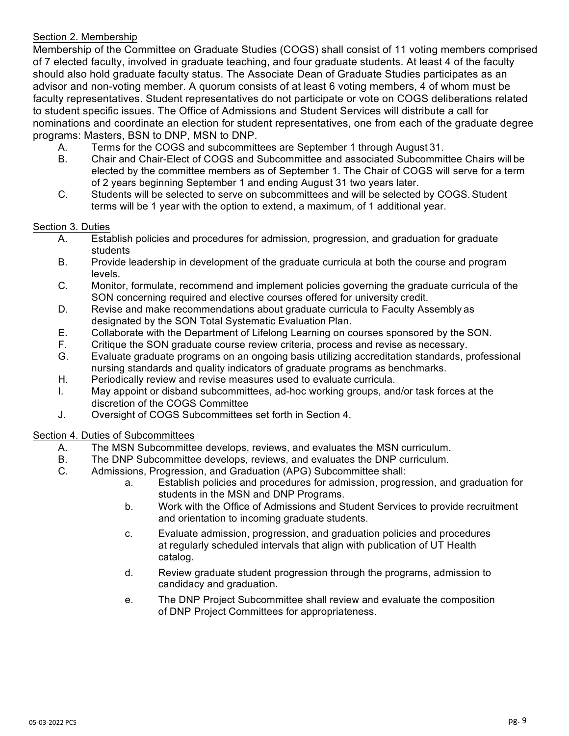Section 2. Membership

Membership of the Committee on Graduate Studies (COGS) shall consist of 11 voting members comprised of 7 elected faculty, involved in graduate teaching, and four graduate students. At least 4 of the faculty should also hold graduate faculty status. The Associate Dean of Graduate Studies participates as an advisor and non-voting member. A quorum consists of at least 6 voting members, 4 of whom must be faculty representatives. Student representatives do not participate or vote on COGS deliberations related to student specific issues. The Office of Admissions and Student Services will distribute a call for nominations and coordinate an election for student representatives, one from each of the graduate degree programs: Masters, BSN to DNP, MSN to DNP.

A. Terms for the COGS and subcommittees are September 1 through August 31.

B. Chair and Chair-Elect of COGS and Subcommittee and associated Subcommittee Chairs will be elected by the committee members as of September 1. The Chair of COGS will serve for a term of 2 years beginning September 1 and ending August 31 two years later.

C. Students will be selected to serve on subcommittees and will be selected by COGS. Student terms will be 1 year with the option to extend, a maximum, of 1 additional year.

Section 3. Duties

A. Establish policies and procedures for admission, progression, and graduation for graduate students

B. Provide leadership in development of the graduate curricula at both the course and program levels.

C. Monitor, formulate, recommend and implement policies governing the graduate curricula of the SON concerning required and elective courses offered for university credit.

D. Revise and make recommendations about graduate curricula to Faculty Assembly as designated by the SON Total Systematic Evaluation Plan.

E. Collaborate with the Department of Lifelong Learning on courses sponsored by the SON.

F. Critique the SON graduate course review criteria, process and revise as necessary.

G. Evaluate graduate programs on an ongoing basis utilizing accreditation standards, professional nursing standards and quality indicators of graduate programs as benchmarks.

H. Periodically review and revise measures used to evaluate curricula.

I. May appoint or disband subcommittees, ad-hoc working groups, and/or task forces at the discretion of the COGS Committee

J. Oversight of COGS Subcommittees set forth in Section 4.

Section 4. Duties of Subcommittees

A. The MSN Subcommittee develops, reviews, and evaluates the MSN curriculum.

B. The DNP Subcommittee develops, reviews, and evaluates the DNP curriculum.

C. Admissions, Progression, and Graduation (APG) Subcommittee shall:

   a. Establish policies and procedures for admission, progression, and graduation for students in the MSN and DNP Programs.

   b. Work with the Office of Admissions and Student Services to provide recruitment and orientation to incoming graduate students.

   c. Evaluate admission, progression, and graduation policies and procedures at regularly scheduled intervals that align with publication of UT Health catalog.

   d. Review graduate student progression through the programs, admission to candidacy and graduation.

   e. The DNP Project Subcommittee shall review and evaluate the composition of DNP Project Committees for appropriateness.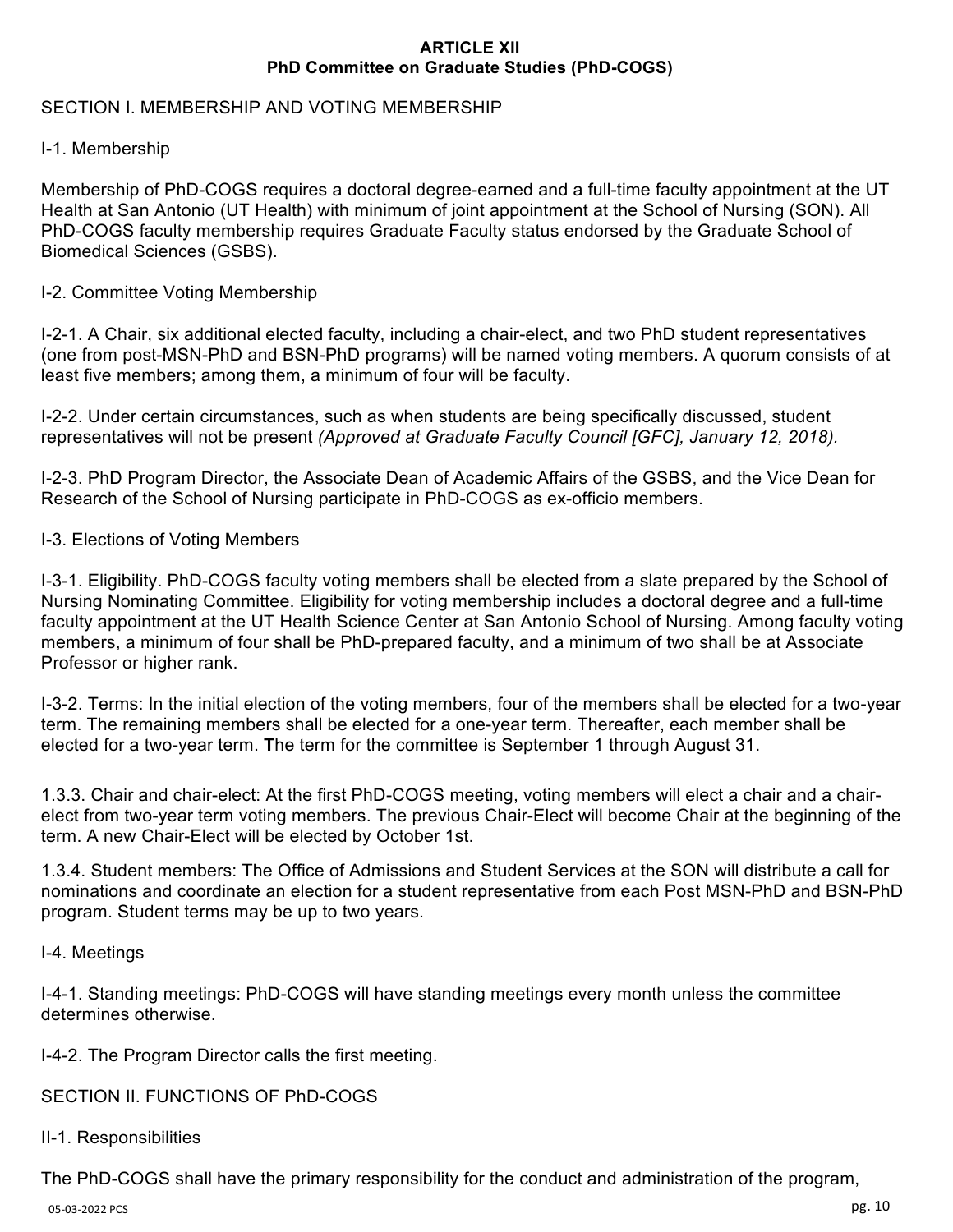# ARTICLE XII
## PhD Committee on Graduate Studies (PhD-COGS)

SECTION I. MEMBERSHIP AND VOTING MEMBERSHIP

I-1. Membership

Membership of PhD-COGS requires a doctoral degree-earned and a full-time faculty appointment at the UT Health at San Antonio (UT Health) with minimum of joint appointment at the School of Nursing (SON). All PhD-COGS faculty membership requires Graduate Faculty status endorsed by the Graduate School of Biomedical Sciences (GSBS).

I-2. Committee Voting Membership

I-2-1. A Chair, six additional elected faculty, including a chair-elect, and two PhD student representatives (one from post-MSN-PhD and BSN-PhD programs) will be named voting members. A quorum consists of at least five members; among them, a minimum of four will be faculty.

I-2-2. Under certain circumstances, such as when students are being specifically discussed, student representatives will not be present *(Approved at Graduate Faculty Council [GFC], January 12, 2018).*

I-2-3. PhD Program Director, the Associate Dean of Academic Affairs of the GSBS, and the Vice Dean for Research of the School of Nursing participate in PhD-COGS as ex-officio members.

I-3. Elections of Voting Members

I-3-1. Eligibility. PhD-COGS faculty voting members shall be elected from a slate prepared by the School of Nursing Nominating Committee. Eligibility for voting membership includes a doctoral degree and a full-time faculty appointment at the UT Health Science Center at San Antonio School of Nursing. Among faculty voting members, a minimum of four shall be PhD-prepared faculty, and a minimum of two shall be at Associate Professor or higher rank.

I-3-2. Terms: In the initial election of the voting members, four of the members shall be elected for a two-year term. The remaining members shall be elected for a one-year term. Thereafter, each member shall be elected for a two-year term. **T**he term for the committee is September 1 through August 31.

1.3.3. Chair and chair-elect: At the first PhD-COGS meeting, voting members will elect a chair and a chair-elect from two-year term voting members. The previous Chair-Elect will become Chair at the beginning of the term. A new Chair-Elect will be elected by October 1st.

1.3.4. Student members: The Office of Admissions and Student Services at the SON will distribute a call for nominations and coordinate an election for a student representative from each Post MSN-PhD and BSN-PhD program. Student terms may be up to two years.

I-4. Meetings

I-4-1. Standing meetings: PhD-COGS will have standing meetings every month unless the committee determines otherwise.

I-4-2. The Program Director calls the first meeting.

SECTION II. FUNCTIONS OF PhD-COGS

II-1. Responsibilities

The PhD-COGS shall have the primary responsibility for the conduct and administration of the program,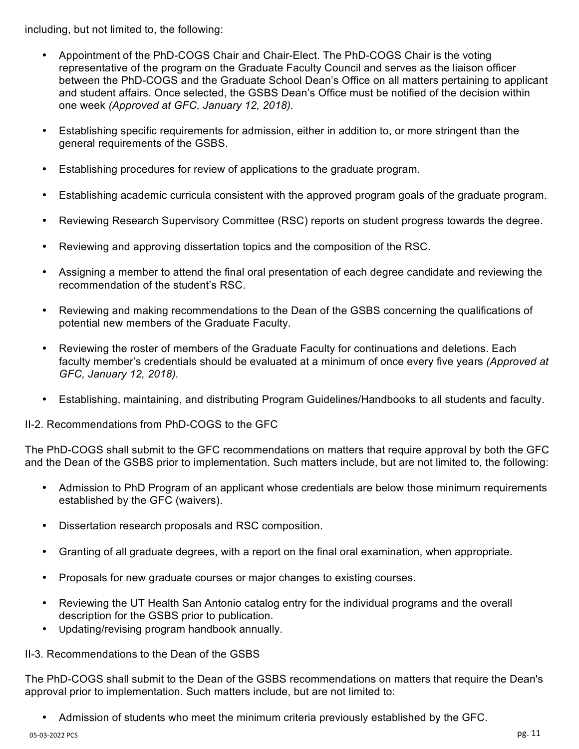including, but not limited to, the following:

- Appointment of the PhD-COGS Chair and Chair-Elect. The PhD-COGS Chair is the voting representative of the program on the Graduate Faculty Council and serves as the liaison officer between the PhD-COGS and the Graduate School Dean's Office on all matters pertaining to applicant and student affairs. Once selected, the GSBS Dean's Office must be notified of the decision within one week *(Approved at GFC, January 12, 2018).*

- Establishing specific requirements for admission, either in addition to, or more stringent than the general requirements of the GSBS.

- Establishing procedures for review of applications to the graduate program.

- Establishing academic curricula consistent with the approved program goals of the graduate program.

- Reviewing Research Supervisory Committee (RSC) reports on student progress towards the degree.

- Reviewing and approving dissertation topics and the composition of the RSC.

- Assigning a member to attend the final oral presentation of each degree candidate and reviewing the recommendation of the student's RSC.

- Reviewing and making recommendations to the Dean of the GSBS concerning the qualifications of potential new members of the Graduate Faculty.

- Reviewing the roster of members of the Graduate Faculty for continuations and deletions. Each faculty member's credentials should be evaluated at a minimum of once every five years *(Approved at GFC, January 12, 2018).*

- Establishing, maintaining, and distributing Program Guidelines/Handbooks to all students and faculty.

II-2. Recommendations from PhD-COGS to the GFC

The PhD-COGS shall submit to the GFC recommendations on matters that require approval by both the GFC and the Dean of the GSBS prior to implementation. Such matters include, but are not limited to, the following:

- Admission to PhD Program of an applicant whose credentials are below those minimum requirements established by the GFC (waivers).

- Dissertation research proposals and RSC composition.

- Granting of all graduate degrees, with a report on the final oral examination, when appropriate.

- Proposals for new graduate courses or major changes to existing courses.

- Reviewing the UT Health San Antonio catalog entry for the individual programs and the overall description for the GSBS prior to publication.
- Updating/revising program handbook annually.

II-3. Recommendations to the Dean of the GSBS

The PhD-COGS shall submit to the Dean of the GSBS recommendations on matters that require the Dean's approval prior to implementation. Such matters include, but are not limited to:

- Admission of students who meet the minimum criteria previously established by the GFC.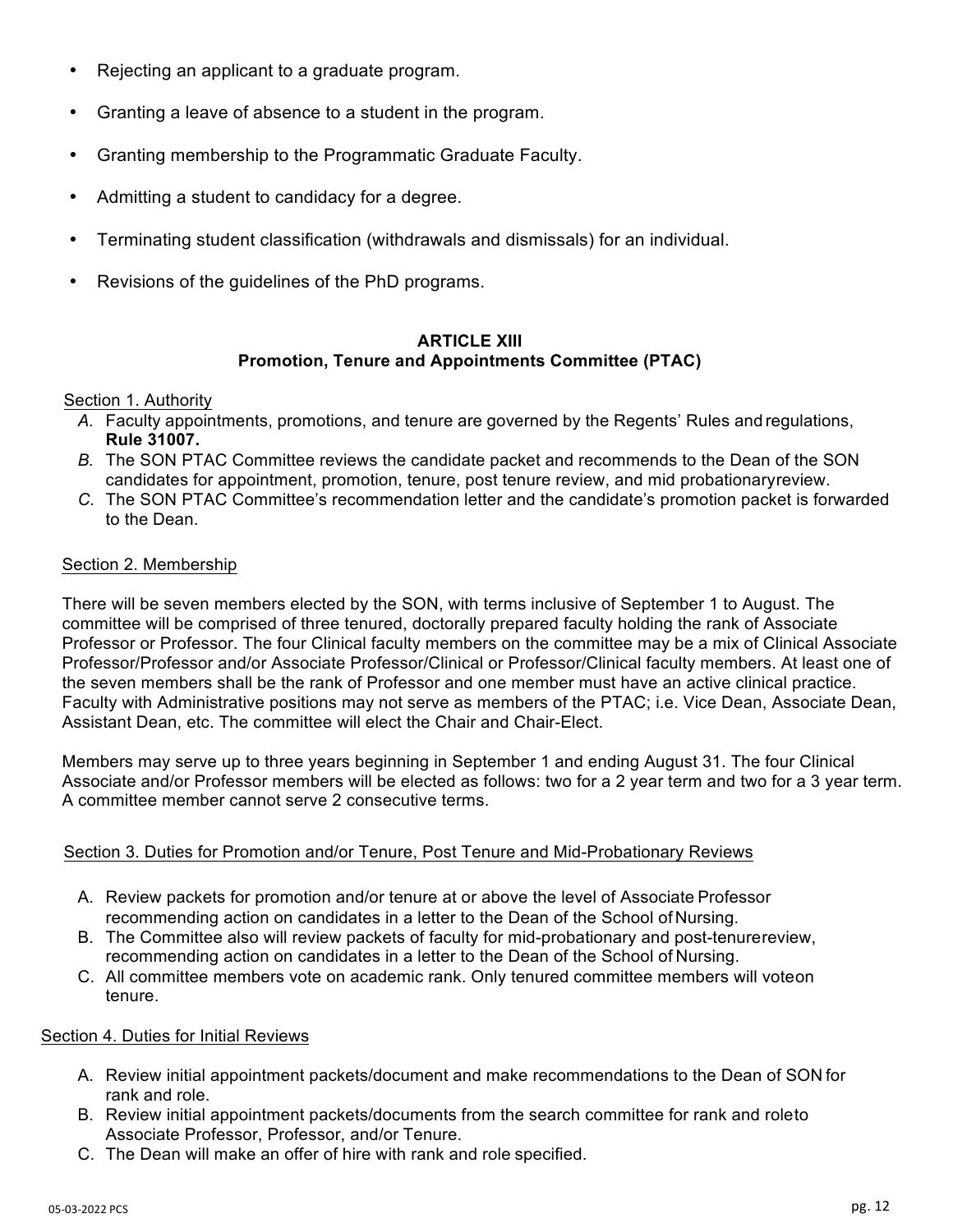- Rejecting an applicant to a graduate program.
- Granting a leave of absence to a student in the program.
- Granting membership to the Programmatic Graduate Faculty.
- Admitting a student to candidacy for a degree.
- Terminating student classification (withdrawals and dismissals) for an individual.
- Revisions of the guidelines of the PhD programs.

## ARTICLE XIII
## Promotion, Tenure and Appointments Committee (PTAC)

Section 1. Authority

*A.* Faculty appointments, promotions, and tenure are governed by the Regents' Rules and regulations, **Rule 31007.**

*B.* The SON PTAC Committee reviews the candidate packet and recommends to the Dean of the SON candidates for appointment, promotion, tenure, post tenure review, and mid probationary review.

*C.* The SON PTAC Committee's recommendation letter and the candidate's promotion packet is forwarded to the Dean.

Section 2. Membership

There will be seven members elected by the SON, with terms inclusive of September 1 to August. The committee will be comprised of three tenured, doctorally prepared faculty holding the rank of Associate Professor or Professor. The four Clinical faculty members on the committee may be a mix of Clinical Associate Professor/Professor and/or Associate Professor/Clinical or Professor/Clinical faculty members. At least one of the seven members shall be the rank of Professor and one member must have an active clinical practice. Faculty with Administrative positions may not serve as members of the PTAC; i.e. Vice Dean, Associate Dean, Assistant Dean, etc. The committee will elect the Chair and Chair-Elect.

Members may serve up to three years beginning in September 1 and ending August 31. The four Clinical Associate and/or Professor members will be elected as follows: two for a 2 year term and two for a 3 year term. A committee member cannot serve 2 consecutive terms.

Section 3. Duties for Promotion and/or Tenure, Post Tenure and Mid-Probationary Reviews

A. Review packets for promotion and/or tenure at or above the level of Associate Professor recommending action on candidates in a letter to the Dean of the School of Nursing.

B. The Committee also will review packets of faculty for mid-probationary and post-tenure review, recommending action on candidates in a letter to the Dean of the School of Nursing.

C. All committee members vote on academic rank. Only tenured committee members will vote on tenure.

Section 4. Duties for Initial Reviews

A. Review initial appointment packets/document and make recommendations to the Dean of SON for rank and role.

B. Review initial appointment packets/documents from the search committee for rank and role to Associate Professor, Professor, and/or Tenure.

C. The Dean will make an offer of hire with rank and role specified.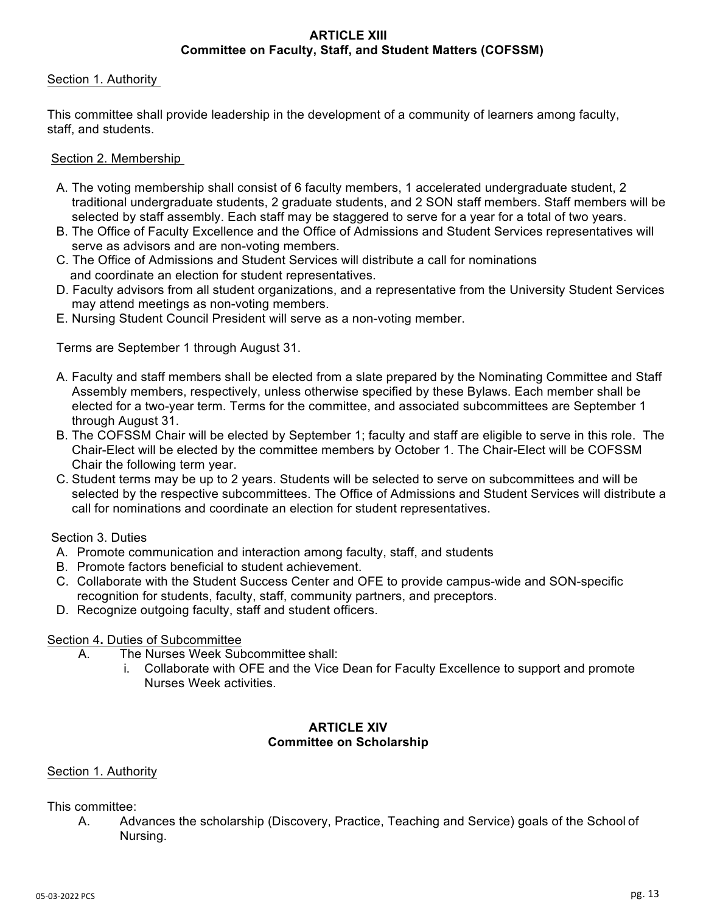## ARTICLE XIII
## Committee on Faculty, Staff, and Student Matters (COFSSM)

Section 1. Authority

This committee shall provide leadership in the development of a community of learners among faculty, staff, and students.

Section 2. Membership

A. The voting membership shall consist of 6 faculty members, 1 accelerated undergraduate student, 2 traditional undergraduate students, 2 graduate students, and 2 SON staff members. Staff members will be selected by staff assembly. Each staff may be staggered to serve for a year for a total of two years.
B. The Office of Faculty Excellence and the Office of Admissions and Student Services representatives will serve as advisors and are non-voting members.
C. The Office of Admissions and Student Services will distribute a call for nominations and coordinate an election for student representatives.
D. Faculty advisors from all student organizations, and a representative from the University Student Services may attend meetings as non-voting members.
E. Nursing Student Council President will serve as a non-voting member.

Terms are September 1 through August 31.

A. Faculty and staff members shall be elected from a slate prepared by the Nominating Committee and Staff Assembly members, respectively, unless otherwise specified by these Bylaws. Each member shall be elected for a two-year term. Terms for the committee, and associated subcommittees are September 1 through August 31.
B. The COFSSM Chair will be elected by September 1; faculty and staff are eligible to serve in this role. The Chair-Elect will be elected by the committee members by October 1. The Chair-Elect will be COFSSM Chair the following term year.
C. Student terms may be up to 2 years. Students will be selected to serve on subcommittees and will be selected by the respective subcommittees. The Office of Admissions and Student Services will distribute a call for nominations and coordinate an election for student representatives.

Section 3. Duties

A. Promote communication and interaction among faculty, staff, and students
B. Promote factors beneficial to student achievement.
C. Collaborate with the Student Success Center and OFE to provide campus-wide and SON-specific recognition for students, faculty, staff, community partners, and preceptors.
D. Recognize outgoing faculty, staff and student officers.

Section 4**.** Duties of Subcommittee

A. The Nurses Week Subcommittee shall:
   i. Collaborate with OFE and the Vice Dean for Faculty Excellence to support and promote Nurses Week activities.

## ARTICLE XIV
## Committee on Scholarship

Section 1. Authority

This committee:

A. Advances the scholarship (Discovery, Practice, Teaching and Service) goals of the School of Nursing.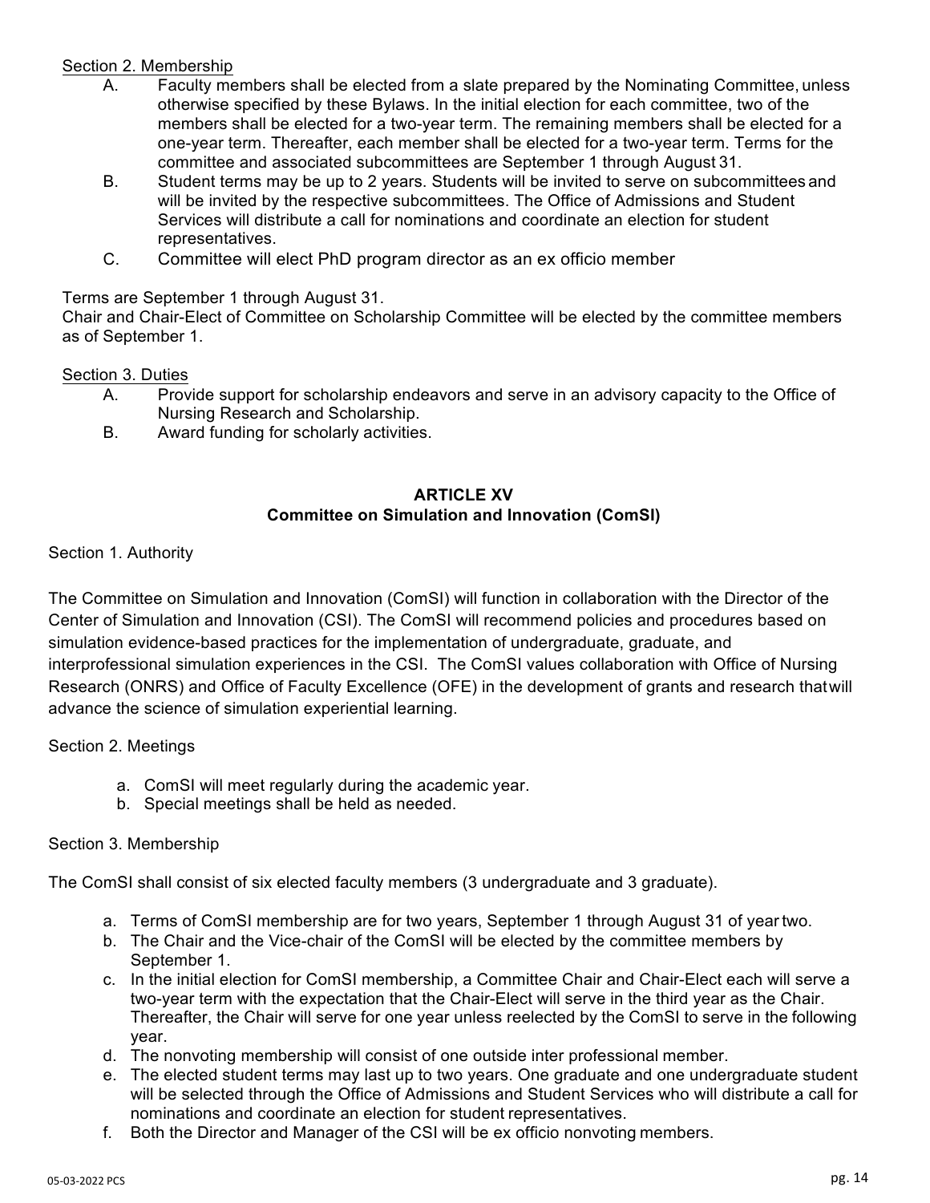Section 2. Membership

A. Faculty members shall be elected from a slate prepared by the Nominating Committee, unless otherwise specified by these Bylaws. In the initial election for each committee, two of the members shall be elected for a two-year term. The remaining members shall be elected for a one-year term. Thereafter, each member shall be elected for a two-year term. Terms for the committee and associated subcommittees are September 1 through August 31.

B. Student terms may be up to 2 years. Students will be invited to serve on subcommittees and will be invited by the respective subcommittees. The Office of Admissions and Student Services will distribute a call for nominations and coordinate an election for student representatives.

C. Committee will elect PhD program director as an ex officio member

Terms are September 1 through August 31.
Chair and Chair-Elect of Committee on Scholarship Committee will be elected by the committee members as of September 1.

Section 3. Duties

A. Provide support for scholarship endeavors and serve in an advisory capacity to the Office of Nursing Research and Scholarship.

B. Award funding for scholarly activities.

## ARTICLE XV
## Committee on Simulation and Innovation (ComSI)

Section 1. Authority

The Committee on Simulation and Innovation (ComSI) will function in collaboration with the Director of the Center of Simulation and Innovation (CSI). The ComSI will recommend policies and procedures based on simulation evidence-based practices for the implementation of undergraduate, graduate, and interprofessional simulation experiences in the CSI. The ComSI values collaboration with Office of Nursing Research (ONRS) and Office of Faculty Excellence (OFE) in the development of grants and research that will advance the science of simulation experiential learning.

Section 2. Meetings

a. ComSI will meet regularly during the academic year.
b. Special meetings shall be held as needed.

Section 3. Membership

The ComSI shall consist of six elected faculty members (3 undergraduate and 3 graduate).

a. Terms of ComSI membership are for two years, September 1 through August 31 of year two.
b. The Chair and the Vice-chair of the ComSI will be elected by the committee members by September 1.
c. In the initial election for ComSI membership, a Committee Chair and Chair-Elect each will serve a two-year term with the expectation that the Chair-Elect will serve in the third year as the Chair. Thereafter, the Chair will serve for one year unless reelected by the ComSI to serve in the following year.
d. The nonvoting membership will consist of one outside inter professional member.
e. The elected student terms may last up to two years. One graduate and one undergraduate student will be selected through the Office of Admissions and Student Services who will distribute a call for nominations and coordinate an election for student representatives.
f. Both the Director and Manager of the CSI will be ex officio nonvoting members.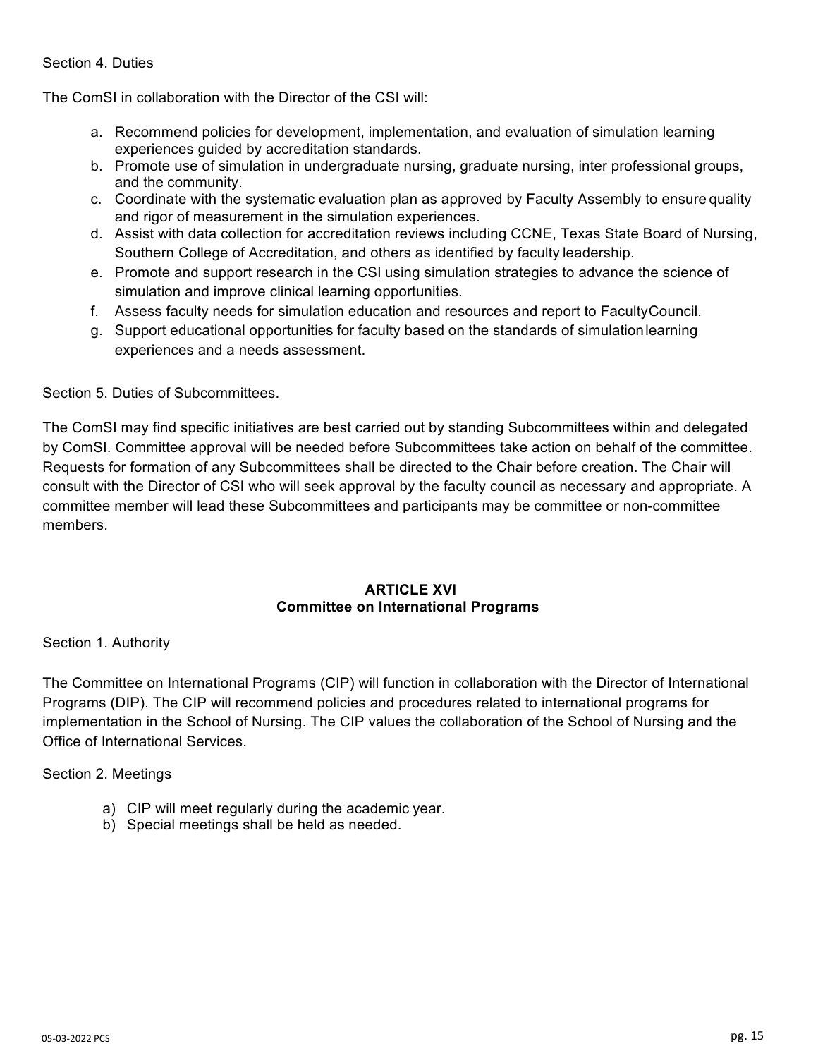Section 4. Duties

The ComSI in collaboration with the Director of the CSI will:

a. Recommend policies for development, implementation, and evaluation of simulation learning experiences guided by accreditation standards.
b. Promote use of simulation in undergraduate nursing, graduate nursing, inter professional groups, and the community.
c. Coordinate with the systematic evaluation plan as approved by Faculty Assembly to ensure quality and rigor of measurement in the simulation experiences.
d. Assist with data collection for accreditation reviews including CCNE, Texas State Board of Nursing, Southern College of Accreditation, and others as identified by faculty leadership.
e. Promote and support research in the CSI using simulation strategies to advance the science of simulation and improve clinical learning opportunities.
f. Assess faculty needs for simulation education and resources and report to Faculty Council.
g. Support educational opportunities for faculty based on the standards of simulation learning experiences and a needs assessment.

Section 5. Duties of Subcommittees.

The ComSI may find specific initiatives are best carried out by standing Subcommittees within and delegated by ComSI. Committee approval will be needed before Subcommittees take action on behalf of the committee. Requests for formation of any Subcommittees shall be directed to the Chair before creation. The Chair will consult with the Director of CSI who will seek approval by the faculty council as necessary and appropriate. A committee member will lead these Subcommittees and participants may be committee or non-committee members.

## ARTICLE XVI
## Committee on International Programs

Section 1. Authority

The Committee on International Programs (CIP) will function in collaboration with the Director of International Programs (DIP). The CIP will recommend policies and procedures related to international programs for implementation in the School of Nursing. The CIP values the collaboration of the School of Nursing and the Office of International Services.

Section 2. Meetings

a) CIP will meet regularly during the academic year.
b) Special meetings shall be held as needed.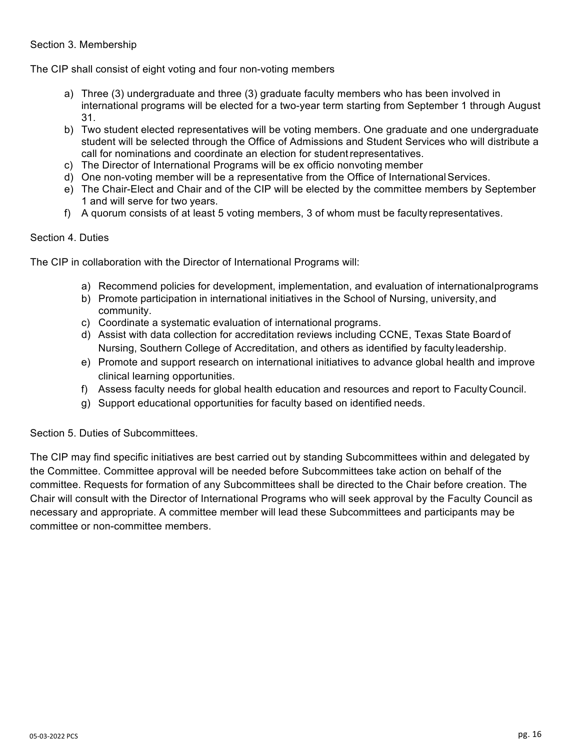Section 3. Membership

The CIP shall consist of eight voting and four non-voting members

a) Three (3) undergraduate and three (3) graduate faculty members who has been involved in international programs will be elected for a two-year term starting from September 1 through August 31.
b) Two student elected representatives will be voting members. One graduate and one undergraduate student will be selected through the Office of Admissions and Student Services who will distribute a call for nominations and coordinate an election for student representatives.
c) The Director of International Programs will be ex officio nonvoting member
d) One non-voting member will be a representative from the Office of International Services.
e) The Chair-Elect and Chair and of the CIP will be elected by the committee members by September 1 and will serve for two years.
f) A quorum consists of at least 5 voting members, 3 of whom must be faculty representatives.

Section 4. Duties

The CIP in collaboration with the Director of International Programs will:

a) Recommend policies for development, implementation, and evaluation of international programs
b) Promote participation in international initiatives in the School of Nursing, university, and community.
c) Coordinate a systematic evaluation of international programs.
d) Assist with data collection for accreditation reviews including CCNE, Texas State Board of Nursing, Southern College of Accreditation, and others as identified by faculty leadership.
e) Promote and support research on international initiatives to advance global health and improve clinical learning opportunities.
f) Assess faculty needs for global health education and resources and report to Faculty Council.
g) Support educational opportunities for faculty based on identified needs.

Section 5. Duties of Subcommittees.

The CIP may find specific initiatives are best carried out by standing Subcommittees within and delegated by the Committee. Committee approval will be needed before Subcommittees take action on behalf of the committee. Requests for formation of any Subcommittees shall be directed to the Chair before creation. The Chair will consult with the Director of International Programs who will seek approval by the Faculty Council as necessary and appropriate. A committee member will lead these Subcommittees and participants may be committee or non-committee members.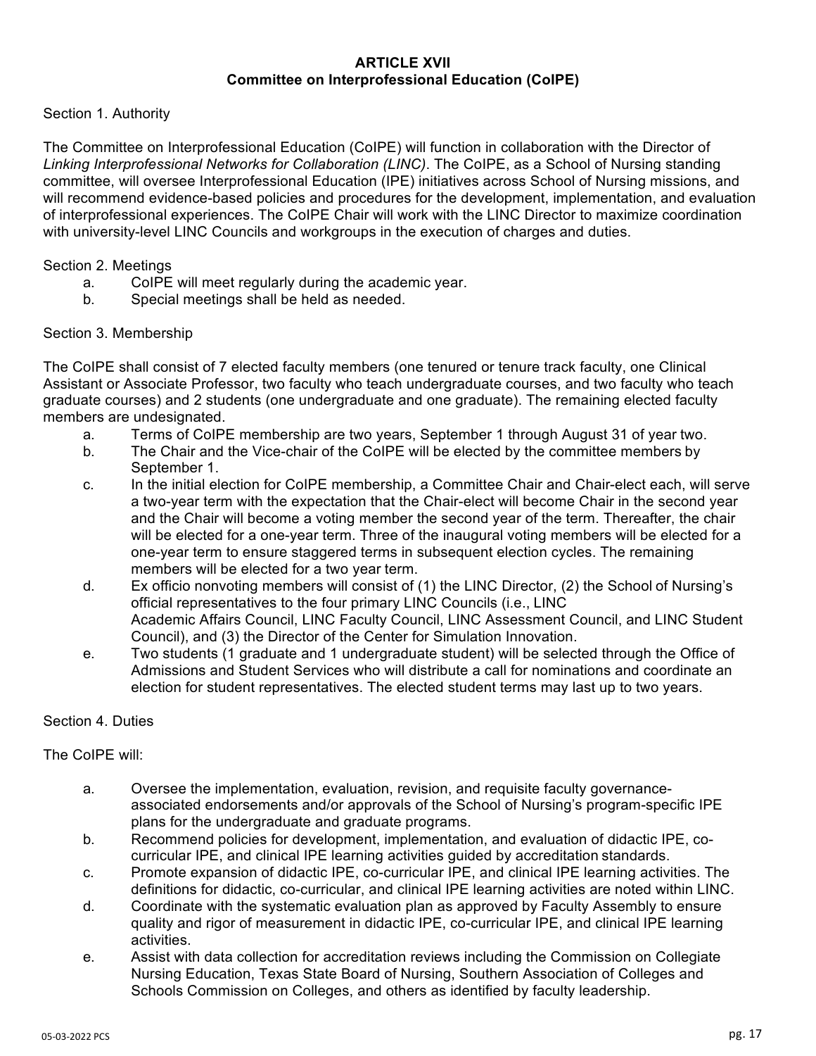## ARTICLE XVII
## Committee on Interprofessional Education (CoIPE)

Section 1. Authority

The Committee on Interprofessional Education (CoIPE) will function in collaboration with the Director of *Linking Interprofessional Networks for Collaboration (LINC)*. The CoIPE, as a School of Nursing standing committee, will oversee Interprofessional Education (IPE) initiatives across School of Nursing missions, and will recommend evidence-based policies and procedures for the development, implementation, and evaluation of interprofessional experiences. The CoIPE Chair will work with the LINC Director to maximize coordination with university-level LINC Councils and workgroups in the execution of charges and duties.

Section 2. Meetings

a. CoIPE will meet regularly during the academic year.
b. Special meetings shall be held as needed.

Section 3. Membership

The CoIPE shall consist of 7 elected faculty members (one tenured or tenure track faculty, one Clinical Assistant or Associate Professor, two faculty who teach undergraduate courses, and two faculty who teach graduate courses) and 2 students (one undergraduate and one graduate). The remaining elected faculty members are undesignated.

a. Terms of CoIPE membership are two years, September 1 through August 31 of year two.
b. The Chair and the Vice-chair of the CoIPE will be elected by the committee members by September 1.
c. In the initial election for CoIPE membership, a Committee Chair and Chair-elect each, will serve a two-year term with the expectation that the Chair-elect will become Chair in the second year and the Chair will become a voting member the second year of the term. Thereafter, the chair will be elected for a one-year term. Three of the inaugural voting members will be elected for a one-year term to ensure staggered terms in subsequent election cycles. The remaining members will be elected for a two year term.
d. Ex officio nonvoting members will consist of (1) the LINC Director, (2) the School of Nursing's official representatives to the four primary LINC Councils (i.e., LINC Academic Affairs Council, LINC Faculty Council, LINC Assessment Council, and LINC Student Council), and (3) the Director of the Center for Simulation Innovation.
e. Two students (1 graduate and 1 undergraduate student) will be selected through the Office of Admissions and Student Services who will distribute a call for nominations and coordinate an election for student representatives. The elected student terms may last up to two years.

Section 4. Duties

The CoIPE will:

a. Oversee the implementation, evaluation, revision, and requisite faculty governance-associated endorsements and/or approvals of the School of Nursing's program-specific IPE plans for the undergraduate and graduate programs.
b. Recommend policies for development, implementation, and evaluation of didactic IPE, co-curricular IPE, and clinical IPE learning activities guided by accreditation standards.
c. Promote expansion of didactic IPE, co-curricular IPE, and clinical IPE learning activities. The definitions for didactic, co-curricular, and clinical IPE learning activities are noted within LINC.
d. Coordinate with the systematic evaluation plan as approved by Faculty Assembly to ensure quality and rigor of measurement in didactic IPE, co-curricular IPE, and clinical IPE learning activities.
e. Assist with data collection for accreditation reviews including the Commission on Collegiate Nursing Education, Texas State Board of Nursing, Southern Association of Colleges and Schools Commission on Colleges, and others as identified by faculty leadership.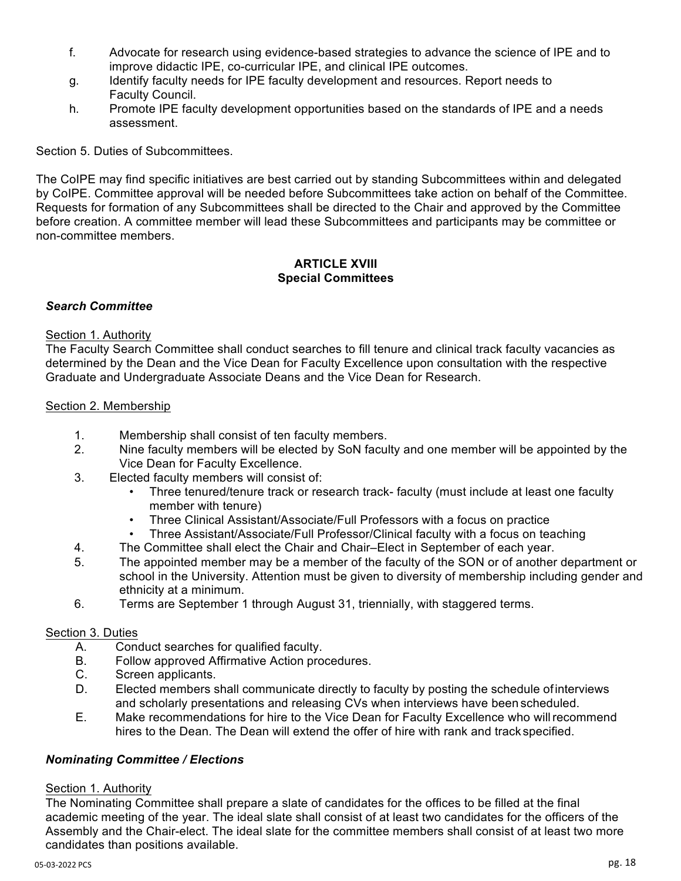f. Advocate for research using evidence-based strategies to advance the science of IPE and to improve didactic IPE, co-curricular IPE, and clinical IPE outcomes.

g. Identify faculty needs for IPE faculty development and resources. Report needs to Faculty Council.

h. Promote IPE faculty development opportunities based on the standards of IPE and a needs assessment.

Section 5. Duties of Subcommittees.

The CoIPE may find specific initiatives are best carried out by standing Subcommittees within and delegated by CoIPE. Committee approval will be needed before Subcommittees take action on behalf of the Committee. Requests for formation of any Subcommittees shall be directed to the Chair and approved by the Committee before creation. A committee member will lead these Subcommittees and participants may be committee or non-committee members.

## ARTICLE XVIII
## Special Committees

### *Search Committee*

Section 1. Authority

The Faculty Search Committee shall conduct searches to fill tenure and clinical track faculty vacancies as determined by the Dean and the Vice Dean for Faculty Excellence upon consultation with the respective Graduate and Undergraduate Associate Deans and the Vice Dean for Research.

Section 2. Membership

1. Membership shall consist of ten faculty members.
2. Nine faculty members will be elected by SoN faculty and one member will be appointed by the Vice Dean for Faculty Excellence.
3. Elected faculty members will consist of:
   - Three tenured/tenure track or research track- faculty (must include at least one faculty member with tenure)
   - Three Clinical Assistant/Associate/Full Professors with a focus on practice
   - Three Assistant/Associate/Full Professor/Clinical faculty with a focus on teaching
4. The Committee shall elect the Chair and Chair–Elect in September of each year.
5. The appointed member may be a member of the faculty of the SON or of another department or school in the University. Attention must be given to diversity of membership including gender and ethnicity at a minimum.
6. Terms are September 1 through August 31, triennially, with staggered terms.

Section 3. Duties

A. Conduct searches for qualified faculty.

B. Follow approved Affirmative Action procedures.

C. Screen applicants.

D. Elected members shall communicate directly to faculty by posting the schedule of interviews and scholarly presentations and releasing CVs when interviews have been scheduled.

E. Make recommendations for hire to the Vice Dean for Faculty Excellence who will recommend hires to the Dean. The Dean will extend the offer of hire with rank and track specified.

### *Nominating Committee / Elections*

Section 1. Authority

The Nominating Committee shall prepare a slate of candidates for the offices to be filled at the final academic meeting of the year. The ideal slate shall consist of at least two candidates for the officers of the Assembly and the Chair-elect. The ideal slate for the committee members shall consist of at least two more candidates than positions available.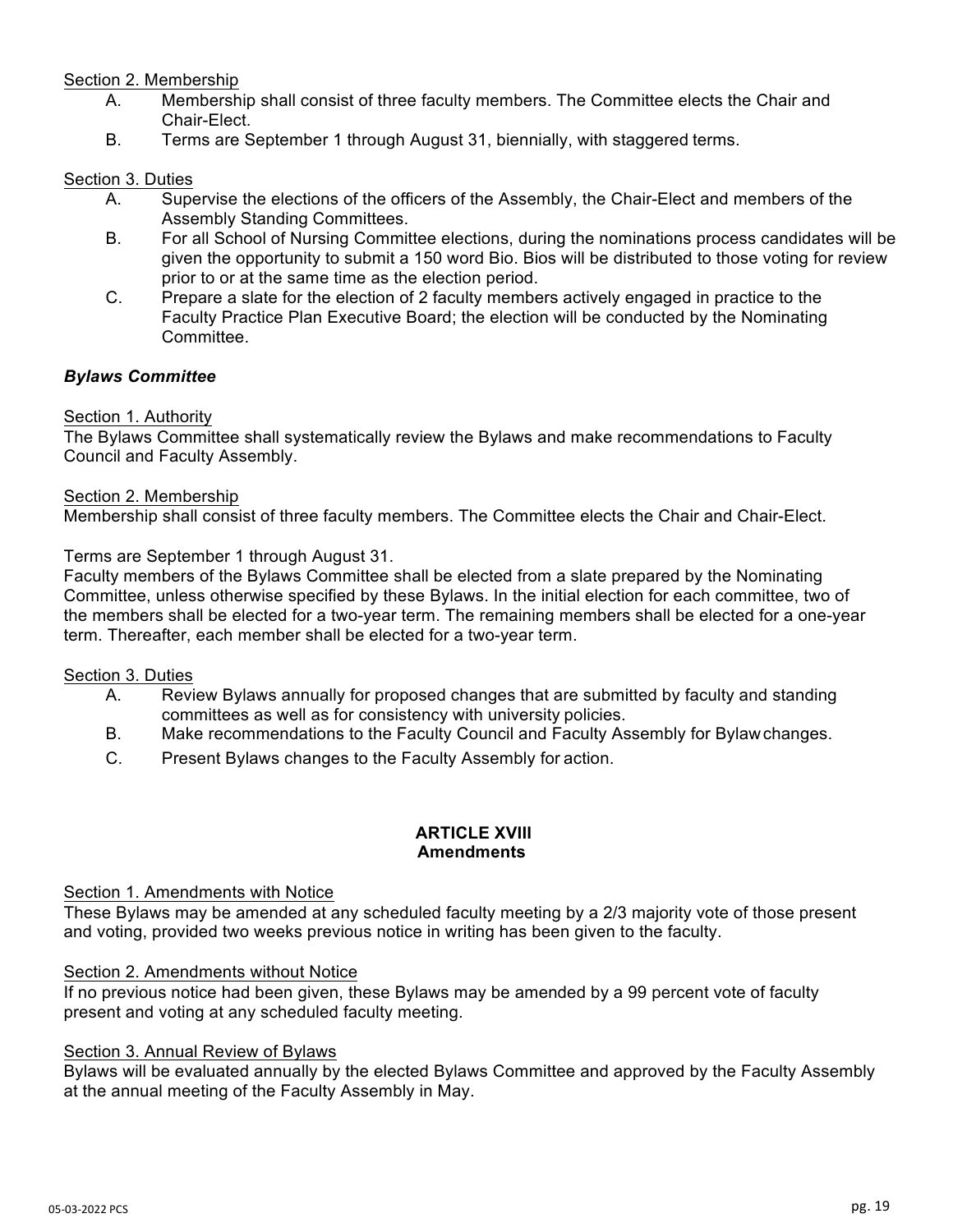Section 2. Membership

A. Membership shall consist of three faculty members. The Committee elects the Chair and Chair-Elect.
B. Terms are September 1 through August 31, biennially, with staggered terms.

Section 3. Duties

A. Supervise the elections of the officers of the Assembly, the Chair-Elect and members of the Assembly Standing Committees.
B. For all School of Nursing Committee elections, during the nominations process candidates will be given the opportunity to submit a 150 word Bio. Bios will be distributed to those voting for review prior to or at the same time as the election period.
C. Prepare a slate for the election of 2 faculty members actively engaged in practice to the Faculty Practice Plan Executive Board; the election will be conducted by the Nominating Committee.

***Bylaws Committee***

Section 1. Authority

The Bylaws Committee shall systematically review the Bylaws and make recommendations to Faculty Council and Faculty Assembly.

Section 2. Membership

Membership shall consist of three faculty members. The Committee elects the Chair and Chair-Elect.

Terms are September 1 through August 31.
Faculty members of the Bylaws Committee shall be elected from a slate prepared by the Nominating Committee, unless otherwise specified by these Bylaws. In the initial election for each committee, two of the members shall be elected for a two-year term. The remaining members shall be elected for a one-year term. Thereafter, each member shall be elected for a two-year term.

Section 3. Duties

A. Review Bylaws annually for proposed changes that are submitted by faculty and standing committees as well as for consistency with university policies.
B. Make recommendations to the Faculty Council and Faculty Assembly for Bylaw changes.
C. Present Bylaws changes to the Faculty Assembly for action.

## ARTICLE XVIII
## Amendments

Section 1. Amendments with Notice

These Bylaws may be amended at any scheduled faculty meeting by a 2/3 majority vote of those present and voting, provided two weeks previous notice in writing has been given to the faculty.

Section 2. Amendments without Notice

If no previous notice had been given, these Bylaws may be amended by a 99 percent vote of faculty present and voting at any scheduled faculty meeting.

Section 3. Annual Review of Bylaws

Bylaws will be evaluated annually by the elected Bylaws Committee and approved by the Faculty Assembly at the annual meeting of the Faculty Assembly in May.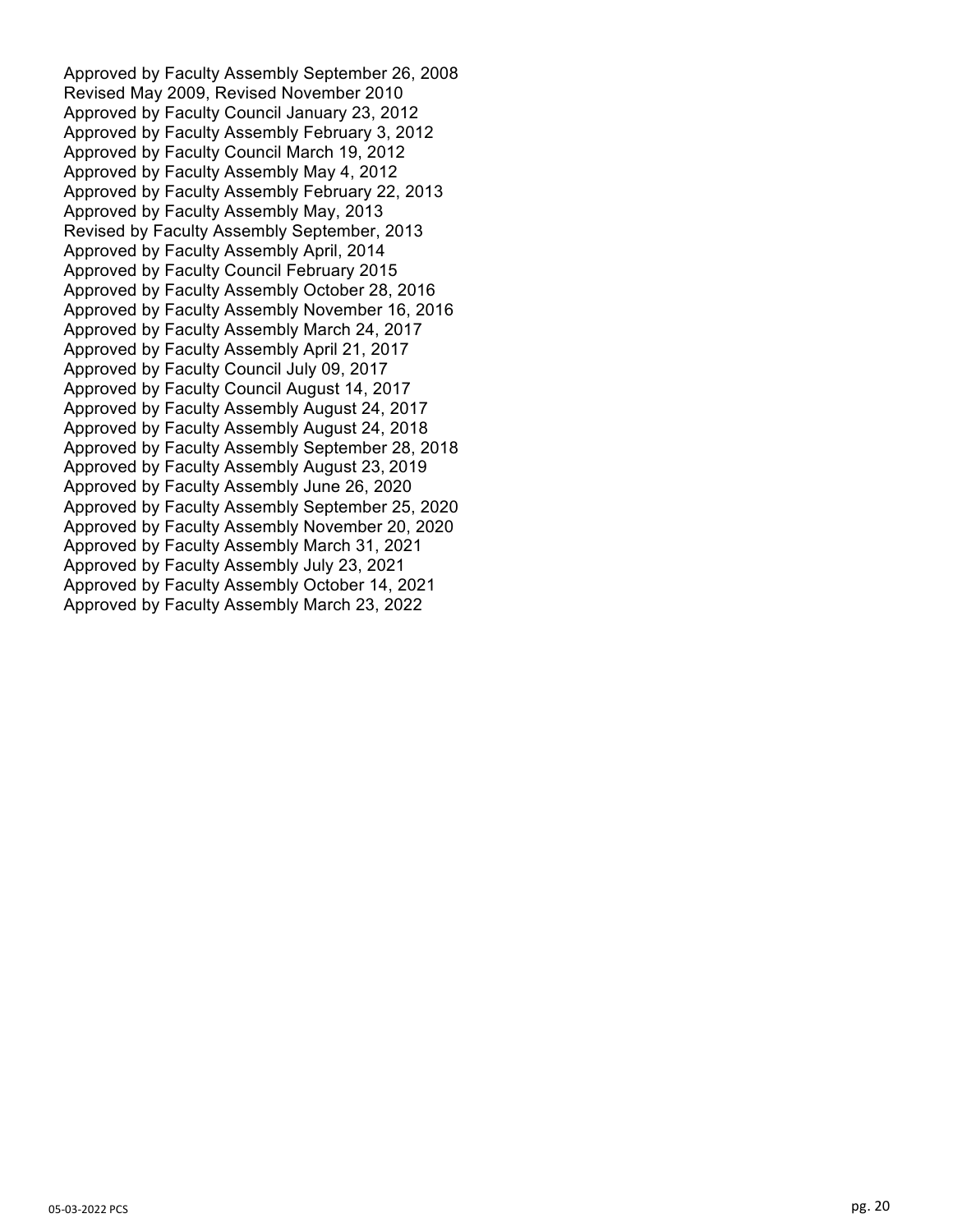Approved by Faculty Assembly September 26, 2008
Revised May 2009, Revised November 2010
Approved by Faculty Council January 23, 2012
Approved by Faculty Assembly February 3, 2012
Approved by Faculty Council March 19, 2012
Approved by Faculty Assembly May 4, 2012
Approved by Faculty Assembly February 22, 2013
Approved by Faculty Assembly May, 2013
Revised by Faculty Assembly September, 2013
Approved by Faculty Assembly April, 2014
Approved by Faculty Council February 2015
Approved by Faculty Assembly October 28, 2016
Approved by Faculty Assembly November 16, 2016
Approved by Faculty Assembly March 24, 2017
Approved by Faculty Assembly April 21, 2017
Approved by Faculty Council July 09, 2017
Approved by Faculty Council August 14, 2017
Approved by Faculty Assembly August 24, 2017
Approved by Faculty Assembly August 24, 2018
Approved by Faculty Assembly September 28, 2018
Approved by Faculty Assembly August 23, 2019
Approved by Faculty Assembly June 26, 2020
Approved by Faculty Assembly September 25, 2020
Approved by Faculty Assembly November 20, 2020
Approved by Faculty Assembly March 31, 2021
Approved by Faculty Assembly July 23, 2021
Approved by Faculty Assembly October 14, 2021
Approved by Faculty Assembly March 23, 2022